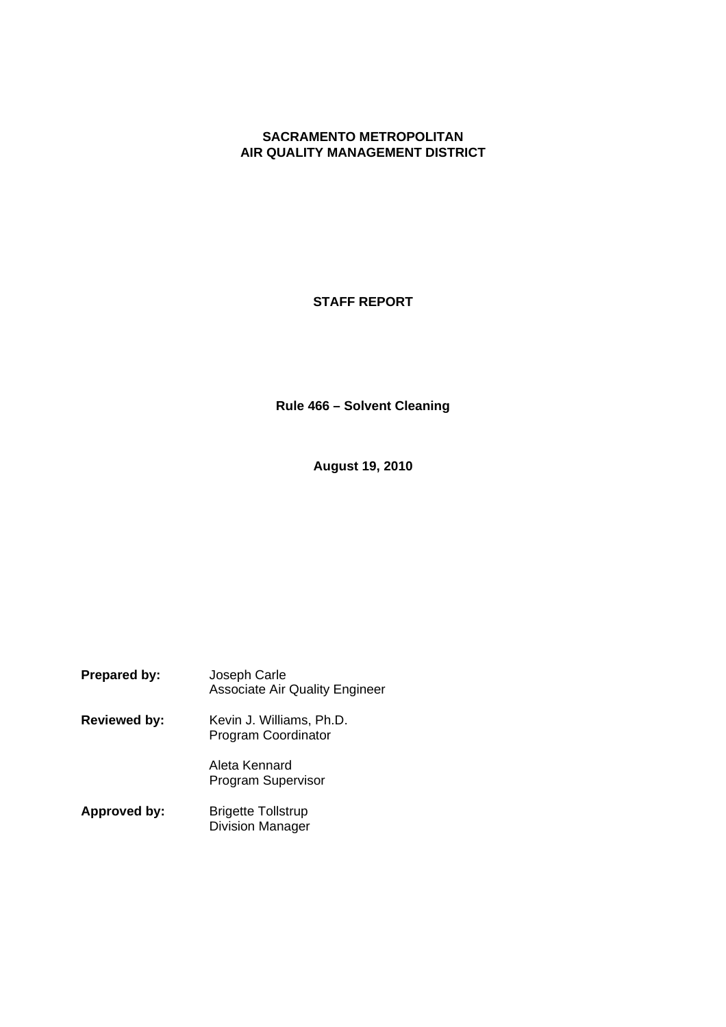**SACRAMENTO METROPOLITAN**
**AIR QUALITY MANAGEMENT DISTRICT**

# STAFF REPORT

## Rule 466 – Solvent Cleaning

**August 19, 2010**

| | |
|---|---|
| **Prepared by:** | Joseph Carle<br>Associate Air Quality Engineer |
| **Reviewed by:** | Kevin J. Williams, Ph.D.<br>Program Coordinator |
| | Aleta Kennard<br>Program Supervisor |
| **Approved by:** | Brigette Tollstrup<br>Division Manager |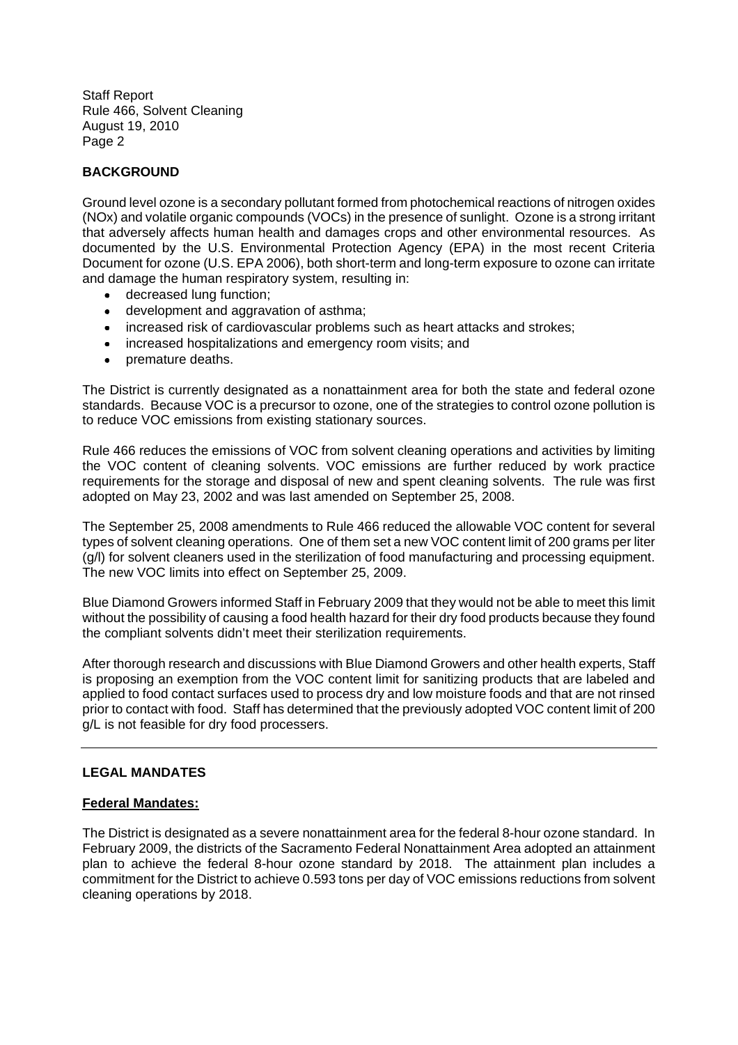## BACKGROUND

Ground level ozone is a secondary pollutant formed from photochemical reactions of nitrogen oxides (NOx) and volatile organic compounds (VOCs) in the presence of sunlight. Ozone is a strong irritant that adversely affects human health and damages crops and other environmental resources. As documented by the U.S. Environmental Protection Agency (EPA) in the most recent Criteria Document for ozone (U.S. EPA 2006), both short-term and long-term exposure to ozone can irritate and damage the human respiratory system, resulting in:

- decreased lung function;
- development and aggravation of asthma;
- increased risk of cardiovascular problems such as heart attacks and strokes;
- increased hospitalizations and emergency room visits; and
- premature deaths.

The District is currently designated as a nonattainment area for both the state and federal ozone standards. Because VOC is a precursor to ozone, one of the strategies to control ozone pollution is to reduce VOC emissions from existing stationary sources.

Rule 466 reduces the emissions of VOC from solvent cleaning operations and activities by limiting the VOC content of cleaning solvents. VOC emissions are further reduced by work practice requirements for the storage and disposal of new and spent cleaning solvents. The rule was first adopted on May 23, 2002 and was last amended on September 25, 2008.

The September 25, 2008 amendments to Rule 466 reduced the allowable VOC content for several types of solvent cleaning operations. One of them set a new VOC content limit of 200 grams per liter (g/l) for solvent cleaners used in the sterilization of food manufacturing and processing equipment. The new VOC limits into effect on September 25, 2009.

Blue Diamond Growers informed Staff in February 2009 that they would not be able to meet this limit without the possibility of causing a food health hazard for their dry food products because they found the compliant solvents didn't meet their sterilization requirements.

After thorough research and discussions with Blue Diamond Growers and other health experts, Staff is proposing an exemption from the VOC content limit for sanitizing products that are labeled and applied to food contact surfaces used to process dry and low moisture foods and that are not rinsed prior to contact with food. Staff has determined that the previously adopted VOC content limit of 200 g/L is not feasible for dry food processers.

---

## LEGAL MANDATES

### Federal Mandates:

The District is designated as a severe nonattainment area for the federal 8-hour ozone standard. In February 2009, the districts of the Sacramento Federal Nonattainment Area adopted an attainment plan to achieve the federal 8-hour ozone standard by 2018. The attainment plan includes a commitment for the District to achieve 0.593 tons per day of VOC emissions reductions from solvent cleaning operations by 2018.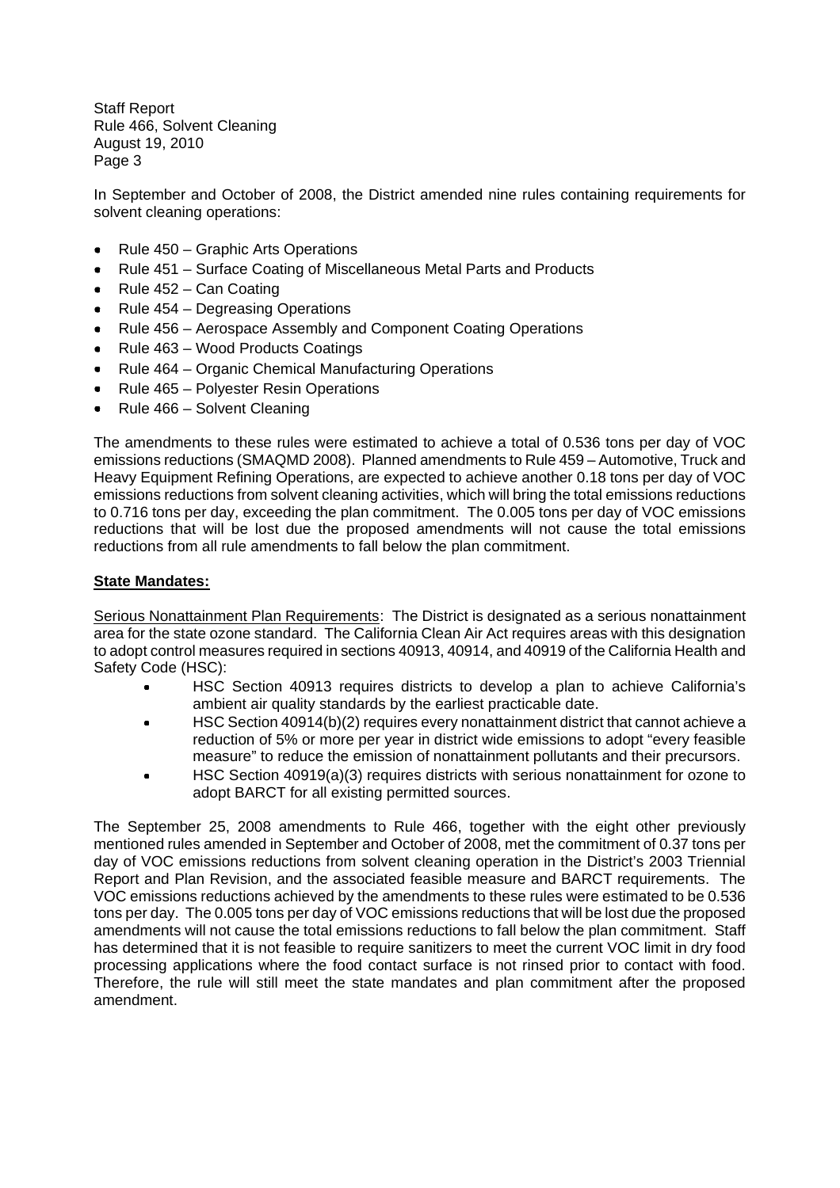In September and October of 2008, the District amended nine rules containing requirements for solvent cleaning operations:

- Rule 450 – Graphic Arts Operations
- Rule 451 – Surface Coating of Miscellaneous Metal Parts and Products
- Rule 452 – Can Coating
- Rule 454 – Degreasing Operations
- Rule 456 – Aerospace Assembly and Component Coating Operations
- Rule 463 – Wood Products Coatings
- Rule 464 – Organic Chemical Manufacturing Operations
- Rule 465 – Polyester Resin Operations
- Rule 466 – Solvent Cleaning

The amendments to these rules were estimated to achieve a total of 0.536 tons per day of VOC emissions reductions (SMAQMD 2008). Planned amendments to Rule 459 – Automotive, Truck and Heavy Equipment Refining Operations, are expected to achieve another 0.18 tons per day of VOC emissions reductions from solvent cleaning activities, which will bring the total emissions reductions to 0.716 tons per day, exceeding the plan commitment. The 0.005 tons per day of VOC emissions reductions that will be lost due the proposed amendments will not cause the total emissions reductions from all rule amendments to fall below the plan commitment.

**State Mandates:**

Serious Nonattainment Plan Requirements: The District is designated as a serious nonattainment area for the state ozone standard. The California Clean Air Act requires areas with this designation to adopt control measures required in sections 40913, 40914, and 40919 of the California Health and Safety Code (HSC):

- HSC Section 40913 requires districts to develop a plan to achieve California's ambient air quality standards by the earliest practicable date.
- HSC Section 40914(b)(2) requires every nonattainment district that cannot achieve a reduction of 5% or more per year in district wide emissions to adopt "every feasible measure" to reduce the emission of nonattainment pollutants and their precursors.
- HSC Section 40919(a)(3) requires districts with serious nonattainment for ozone to adopt BARCT for all existing permitted sources.

The September 25, 2008 amendments to Rule 466, together with the eight other previously mentioned rules amended in September and October of 2008, met the commitment of 0.37 tons per day of VOC emissions reductions from solvent cleaning operation in the District's 2003 Triennial Report and Plan Revision, and the associated feasible measure and BARCT requirements. The VOC emissions reductions achieved by the amendments to these rules were estimated to be 0.536 tons per day. The 0.005 tons per day of VOC emissions reductions that will be lost due the proposed amendments will not cause the total emissions reductions to fall below the plan commitment. Staff has determined that it is not feasible to require sanitizers to meet the current VOC limit in dry food processing applications where the food contact surface is not rinsed prior to contact with food. Therefore, the rule will still meet the state mandates and plan commitment after the proposed amendment.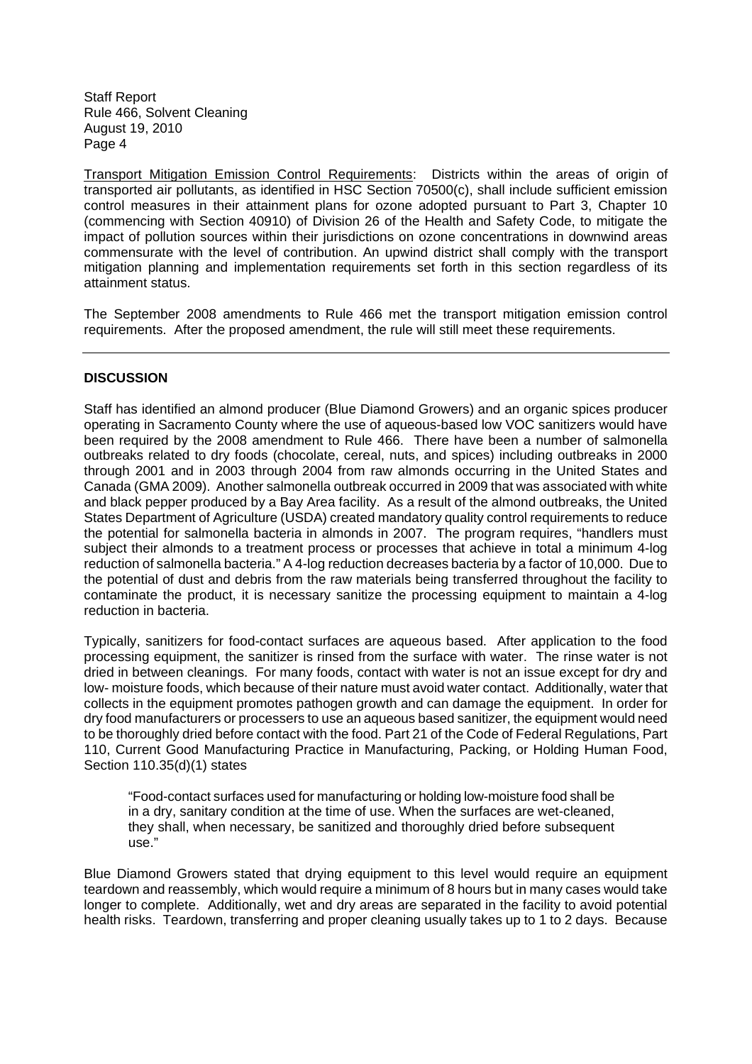Transport Mitigation Emission Control Requirements: Districts within the areas of origin of transported air pollutants, as identified in HSC Section 70500(c), shall include sufficient emission control measures in their attainment plans for ozone adopted pursuant to Part 3, Chapter 10 (commencing with Section 40910) of Division 26 of the Health and Safety Code, to mitigate the impact of pollution sources within their jurisdictions on ozone concentrations in downwind areas commensurate with the level of contribution. An upwind district shall comply with the transport mitigation planning and implementation requirements set forth in this section regardless of its attainment status.

The September 2008 amendments to Rule 466 met the transport mitigation emission control requirements. After the proposed amendment, the rule will still meet these requirements.

---

## DISCUSSION

Staff has identified an almond producer (Blue Diamond Growers) and an organic spices producer operating in Sacramento County where the use of aqueous-based low VOC sanitizers would have been required by the 2008 amendment to Rule 466. There have been a number of salmonella outbreaks related to dry foods (chocolate, cereal, nuts, and spices) including outbreaks in 2000 through 2001 and in 2003 through 2004 from raw almonds occurring in the United States and Canada (GMA 2009). Another salmonella outbreak occurred in 2009 that was associated with white and black pepper produced by a Bay Area facility. As a result of the almond outbreaks, the United States Department of Agriculture (USDA) created mandatory quality control requirements to reduce the potential for salmonella bacteria in almonds in 2007. The program requires, "handlers must subject their almonds to a treatment process or processes that achieve in total a minimum 4-log reduction of salmonella bacteria." A 4-log reduction decreases bacteria by a factor of 10,000. Due to the potential of dust and debris from the raw materials being transferred throughout the facility to contaminate the product, it is necessary sanitize the processing equipment to maintain a 4-log reduction in bacteria.

Typically, sanitizers for food-contact surfaces are aqueous based. After application to the food processing equipment, the sanitizer is rinsed from the surface with water. The rinse water is not dried in between cleanings. For many foods, contact with water is not an issue except for dry and low- moisture foods, which because of their nature must avoid water contact. Additionally, water that collects in the equipment promotes pathogen growth and can damage the equipment. In order for dry food manufacturers or processers to use an aqueous based sanitizer, the equipment would need to be thoroughly dried before contact with the food. Part 21 of the Code of Federal Regulations, Part 110, Current Good Manufacturing Practice in Manufacturing, Packing, or Holding Human Food, Section 110.35(d)(1) states

> "Food-contact surfaces used for manufacturing or holding low-moisture food shall be in a dry, sanitary condition at the time of use. When the surfaces are wet-cleaned, they shall, when necessary, be sanitized and thoroughly dried before subsequent use."

Blue Diamond Growers stated that drying equipment to this level would require an equipment teardown and reassembly, which would require a minimum of 8 hours but in many cases would take longer to complete. Additionally, wet and dry areas are separated in the facility to avoid potential health risks. Teardown, transferring and proper cleaning usually takes up to 1 to 2 days. Because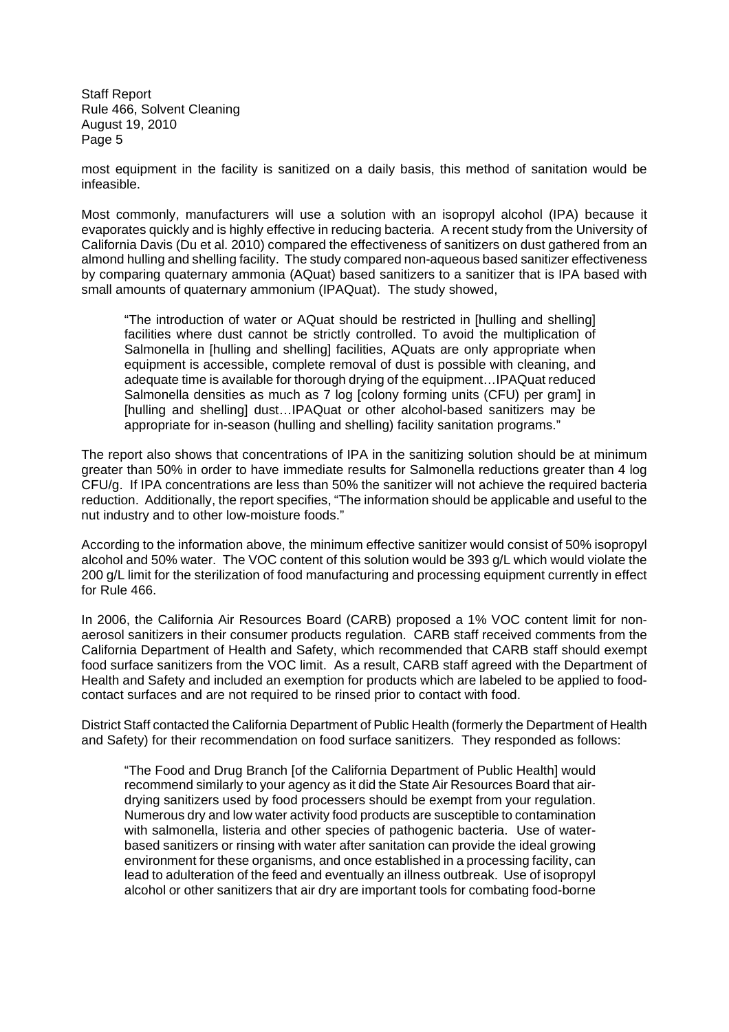most equipment in the facility is sanitized on a daily basis, this method of sanitation would be infeasible.

Most commonly, manufacturers will use a solution with an isopropyl alcohol (IPA) because it evaporates quickly and is highly effective in reducing bacteria. A recent study from the University of California Davis (Du et al. 2010) compared the effectiveness of sanitizers on dust gathered from an almond hulling and shelling facility. The study compared non-aqueous based sanitizer effectiveness by comparing quaternary ammonia (AQuat) based sanitizers to a sanitizer that is IPA based with small amounts of quaternary ammonium (IPAQuat). The study showed,

> "The introduction of water or AQuat should be restricted in [hulling and shelling] facilities where dust cannot be strictly controlled. To avoid the multiplication of Salmonella in [hulling and shelling] facilities, AQuats are only appropriate when equipment is accessible, complete removal of dust is possible with cleaning, and adequate time is available for thorough drying of the equipment…IPAQuat reduced Salmonella densities as much as 7 log [colony forming units (CFU) per gram] in [hulling and shelling] dust…IPAQuat or other alcohol-based sanitizers may be appropriate for in-season (hulling and shelling) facility sanitation programs."

The report also shows that concentrations of IPA in the sanitizing solution should be at minimum greater than 50% in order to have immediate results for Salmonella reductions greater than 4 log CFU/g. If IPA concentrations are less than 50% the sanitizer will not achieve the required bacteria reduction. Additionally, the report specifies, "The information should be applicable and useful to the nut industry and to other low-moisture foods."

According to the information above, the minimum effective sanitizer would consist of 50% isopropyl alcohol and 50% water. The VOC content of this solution would be 393 g/L which would violate the 200 g/L limit for the sterilization of food manufacturing and processing equipment currently in effect for Rule 466.

In 2006, the California Air Resources Board (CARB) proposed a 1% VOC content limit for non-aerosol sanitizers in their consumer products regulation. CARB staff received comments from the California Department of Health and Safety, which recommended that CARB staff should exempt food surface sanitizers from the VOC limit. As a result, CARB staff agreed with the Department of Health and Safety and included an exemption for products which are labeled to be applied to food-contact surfaces and are not required to be rinsed prior to contact with food.

District Staff contacted the California Department of Public Health (formerly the Department of Health and Safety) for their recommendation on food surface sanitizers. They responded as follows:

> "The Food and Drug Branch [of the California Department of Public Health] would recommend similarly to your agency as it did the State Air Resources Board that air-drying sanitizers used by food processers should be exempt from your regulation. Numerous dry and low water activity food products are susceptible to contamination with salmonella, listeria and other species of pathogenic bacteria. Use of water-based sanitizers or rinsing with water after sanitation can provide the ideal growing environment for these organisms, and once established in a processing facility, can lead to adulteration of the feed and eventually an illness outbreak. Use of isopropyl alcohol or other sanitizers that air dry are important tools for combating food-borne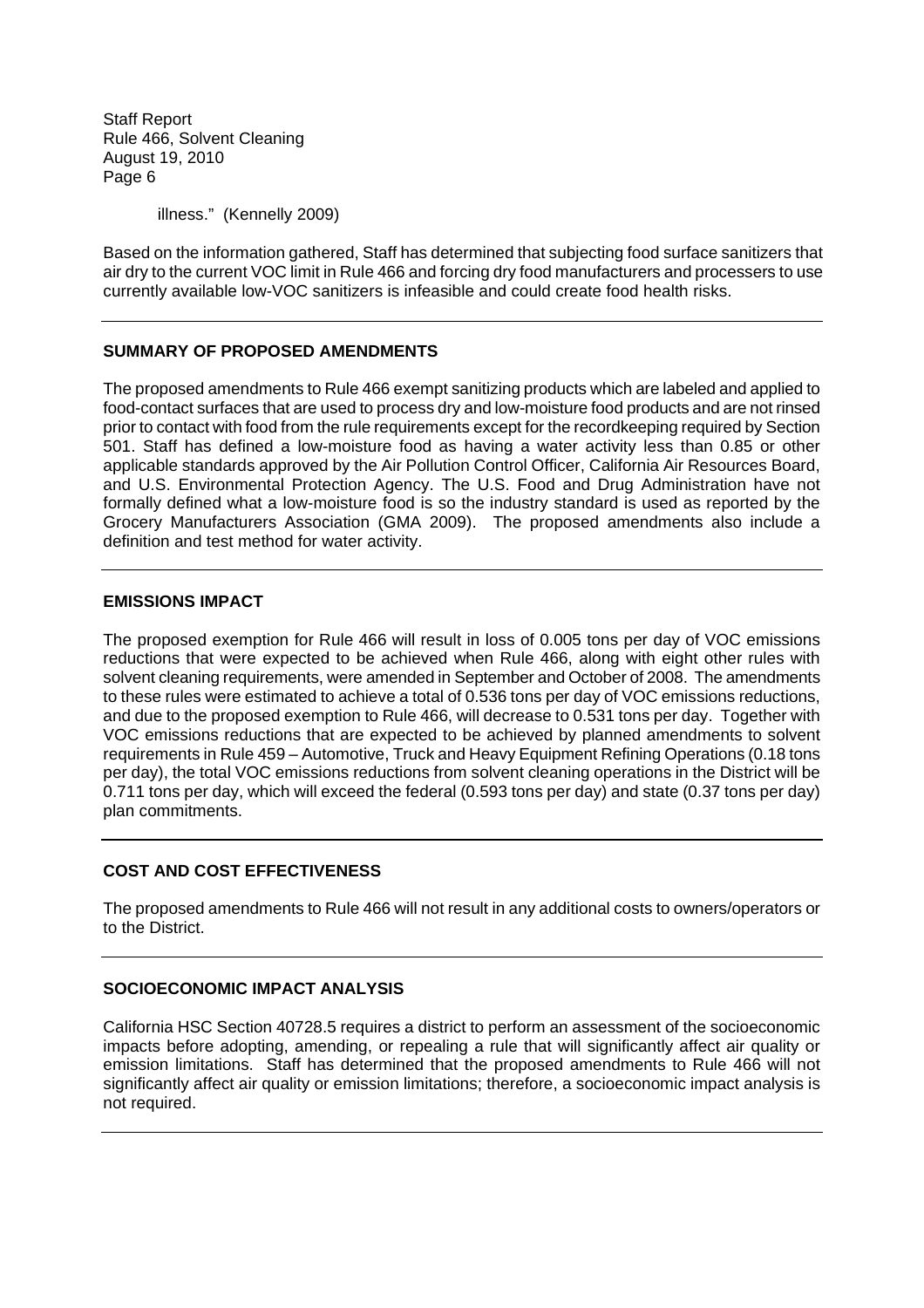illness." (Kennelly 2009)

Based on the information gathered, Staff has determined that subjecting food surface sanitizers that air dry to the current VOC limit in Rule 466 and forcing dry food manufacturers and processers to use currently available low-VOC sanitizers is infeasible and could create food health risks.

## SUMMARY OF PROPOSED AMENDMENTS

The proposed amendments to Rule 466 exempt sanitizing products which are labeled and applied to food-contact surfaces that are used to process dry and low-moisture food products and are not rinsed prior to contact with food from the rule requirements except for the recordkeeping required by Section 501. Staff has defined a low-moisture food as having a water activity less than 0.85 or other applicable standards approved by the Air Pollution Control Officer, California Air Resources Board, and U.S. Environmental Protection Agency. The U.S. Food and Drug Administration have not formally defined what a low-moisture food is so the industry standard is used as reported by the Grocery Manufacturers Association (GMA 2009). The proposed amendments also include a definition and test method for water activity.

## EMISSIONS IMPACT

The proposed exemption for Rule 466 will result in loss of 0.005 tons per day of VOC emissions reductions that were expected to be achieved when Rule 466, along with eight other rules with solvent cleaning requirements, were amended in September and October of 2008. The amendments to these rules were estimated to achieve a total of 0.536 tons per day of VOC emissions reductions, and due to the proposed exemption to Rule 466, will decrease to 0.531 tons per day. Together with VOC emissions reductions that are expected to be achieved by planned amendments to solvent requirements in Rule 459 – Automotive, Truck and Heavy Equipment Refining Operations (0.18 tons per day), the total VOC emissions reductions from solvent cleaning operations in the District will be 0.711 tons per day, which will exceed the federal (0.593 tons per day) and state (0.37 tons per day) plan commitments.

## COST AND COST EFFECTIVENESS

The proposed amendments to Rule 466 will not result in any additional costs to owners/operators or to the District.

## SOCIOECONOMIC IMPACT ANALYSIS

California HSC Section 40728.5 requires a district to perform an assessment of the socioeconomic impacts before adopting, amending, or repealing a rule that will significantly affect air quality or emission limitations. Staff has determined that the proposed amendments to Rule 466 will not significantly affect air quality or emission limitations; therefore, a socioeconomic impact analysis is not required.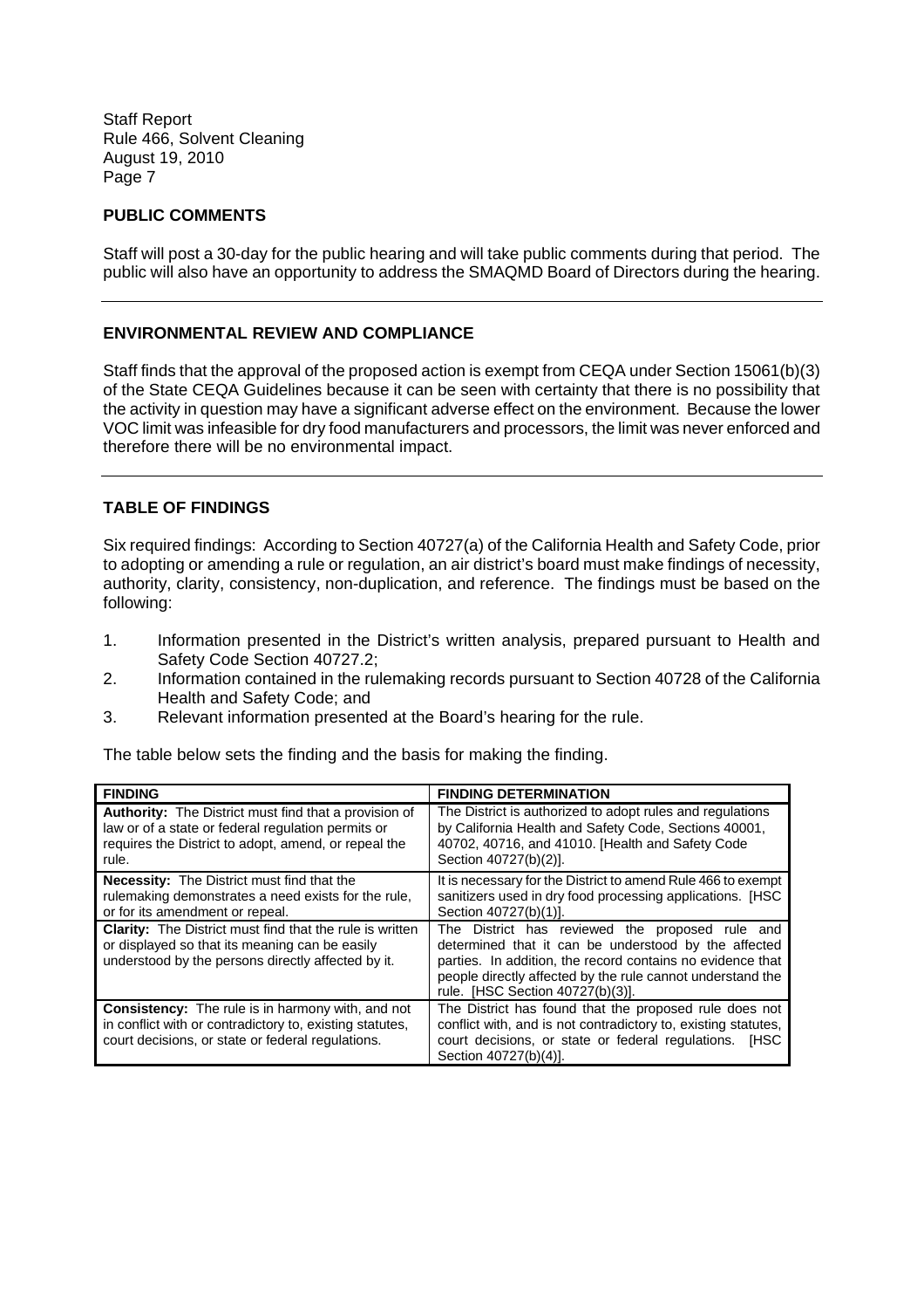## PUBLIC COMMENTS

Staff will post a 30-day for the public hearing and will take public comments during that period. The public will also have an opportunity to address the SMAQMD Board of Directors during the hearing.

---

## ENVIRONMENTAL REVIEW AND COMPLIANCE

Staff finds that the approval of the proposed action is exempt from CEQA under Section 15061(b)(3) of the State CEQA Guidelines because it can be seen with certainty that there is no possibility that the activity in question may have a significant adverse effect on the environment. Because the lower VOC limit was infeasible for dry food manufacturers and processors, the limit was never enforced and therefore there will be no environmental impact.

---

## TABLE OF FINDINGS

Six required findings: According to Section 40727(a) of the California Health and Safety Code, prior to adopting or amending a rule or regulation, an air district's board must make findings of necessity, authority, clarity, consistency, non-duplication, and reference. The findings must be based on the following:

1. Information presented in the District's written analysis, prepared pursuant to Health and Safety Code Section 40727.2;
2. Information contained in the rulemaking records pursuant to Section 40728 of the California Health and Safety Code; and
3. Relevant information presented at the Board's hearing for the rule.

The table below sets the finding and the basis for making the finding.

| FINDING | FINDING DETERMINATION |
|---|---|
| **Authority:** The District must find that a provision of law or of a state or federal regulation permits or requires the District to adopt, amend, or repeal the rule. | The District is authorized to adopt rules and regulations by California Health and Safety Code, Sections 40001, 40702, 40716, and 41010. [Health and Safety Code Section 40727(b)(2)]. |
| **Necessity:** The District must find that the rulemaking demonstrates a need exists for the rule, or for its amendment or repeal. | It is necessary for the District to amend Rule 466 to exempt sanitizers used in dry food processing applications. [HSC Section 40727(b)(1)]. |
| **Clarity:** The District must find that the rule is written or displayed so that its meaning can be easily understood by the persons directly affected by it. | The District has reviewed the proposed rule and determined that it can be understood by the affected parties. In addition, the record contains no evidence that people directly affected by the rule cannot understand the rule. [HSC Section 40727(b)(3)]. |
| **Consistency:** The rule is in harmony with, and not in conflict with or contradictory to, existing statutes, court decisions, or state or federal regulations. | The District has found that the proposed rule does not conflict with, and is not contradictory to, existing statutes, court decisions, or state or federal regulations. [HSC Section 40727(b)(4)]. |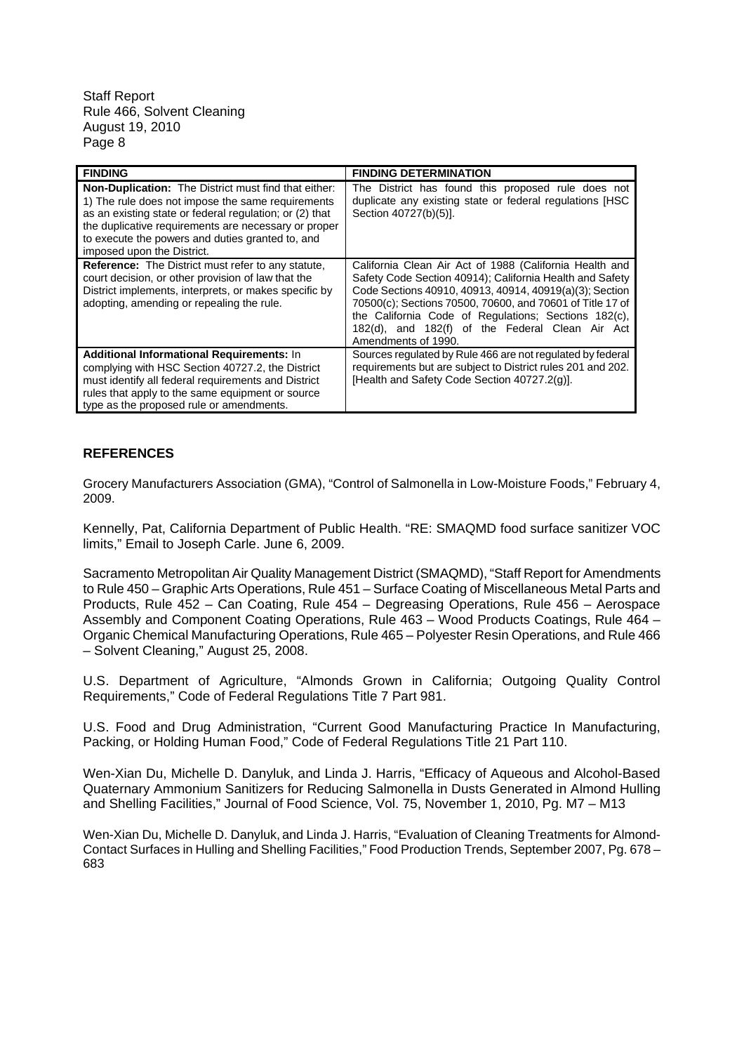| FINDING | FINDING DETERMINATION |
|---|---|
| **Non-Duplication:** The District must find that either: 1) The rule does not impose the same requirements as an existing state or federal regulation; or (2) that the duplicative requirements are necessary or proper to execute the powers and duties granted to, and imposed upon the District. | The District has found this proposed rule does not duplicate any existing state or federal regulations [HSC Section 40727(b)(5)]. |
| **Reference:** The District must refer to any statute, court decision, or other provision of law that the District implements, interprets, or makes specific by adopting, amending or repealing the rule. | California Clean Air Act of 1988 (California Health and Safety Code Section 40914); California Health and Safety Code Sections 40910, 40913, 40914, 40919(a)(3); Section 70500(c); Sections 70500, 70600, and 70601 of Title 17 of the California Code of Regulations; Sections 182(c), 182(d), and 182(f) of the Federal Clean Air Act Amendments of 1990. |
| **Additional Informational Requirements:** In complying with HSC Section 40727.2, the District must identify all federal requirements and District rules that apply to the same equipment or source type as the proposed rule or amendments. | Sources regulated by Rule 466 are not regulated by federal requirements but are subject to District rules 201 and 202. [Health and Safety Code Section 40727.2(g)]. |

## REFERENCES

Grocery Manufacturers Association (GMA), "Control of Salmonella in Low-Moisture Foods," February 4, 2009.

Kennelly, Pat, California Department of Public Health. "RE: SMAQMD food surface sanitizer VOC limits," Email to Joseph Carle. June 6, 2009.

Sacramento Metropolitan Air Quality Management District (SMAQMD), "Staff Report for Amendments to Rule 450 – Graphic Arts Operations, Rule 451 – Surface Coating of Miscellaneous Metal Parts and Products, Rule 452 – Can Coating, Rule 454 – Degreasing Operations, Rule 456 – Aerospace Assembly and Component Coating Operations, Rule 463 – Wood Products Coatings, Rule 464 – Organic Chemical Manufacturing Operations, Rule 465 – Polyester Resin Operations, and Rule 466 – Solvent Cleaning," August 25, 2008.

U.S. Department of Agriculture, "Almonds Grown in California; Outgoing Quality Control Requirements," Code of Federal Regulations Title 7 Part 981.

U.S. Food and Drug Administration, "Current Good Manufacturing Practice In Manufacturing, Packing, or Holding Human Food," Code of Federal Regulations Title 21 Part 110.

Wen-Xian Du, Michelle D. Danyluk, and Linda J. Harris, "Efficacy of Aqueous and Alcohol-Based Quaternary Ammonium Sanitizers for Reducing Salmonella in Dusts Generated in Almond Hulling and Shelling Facilities," Journal of Food Science, Vol. 75, November 1, 2010, Pg. M7 – M13

Wen-Xian Du, Michelle D. Danyluk, and Linda J. Harris, "Evaluation of Cleaning Treatments for Almond-Contact Surfaces in Hulling and Shelling Facilities," Food Production Trends, September 2007, Pg. 678 – 683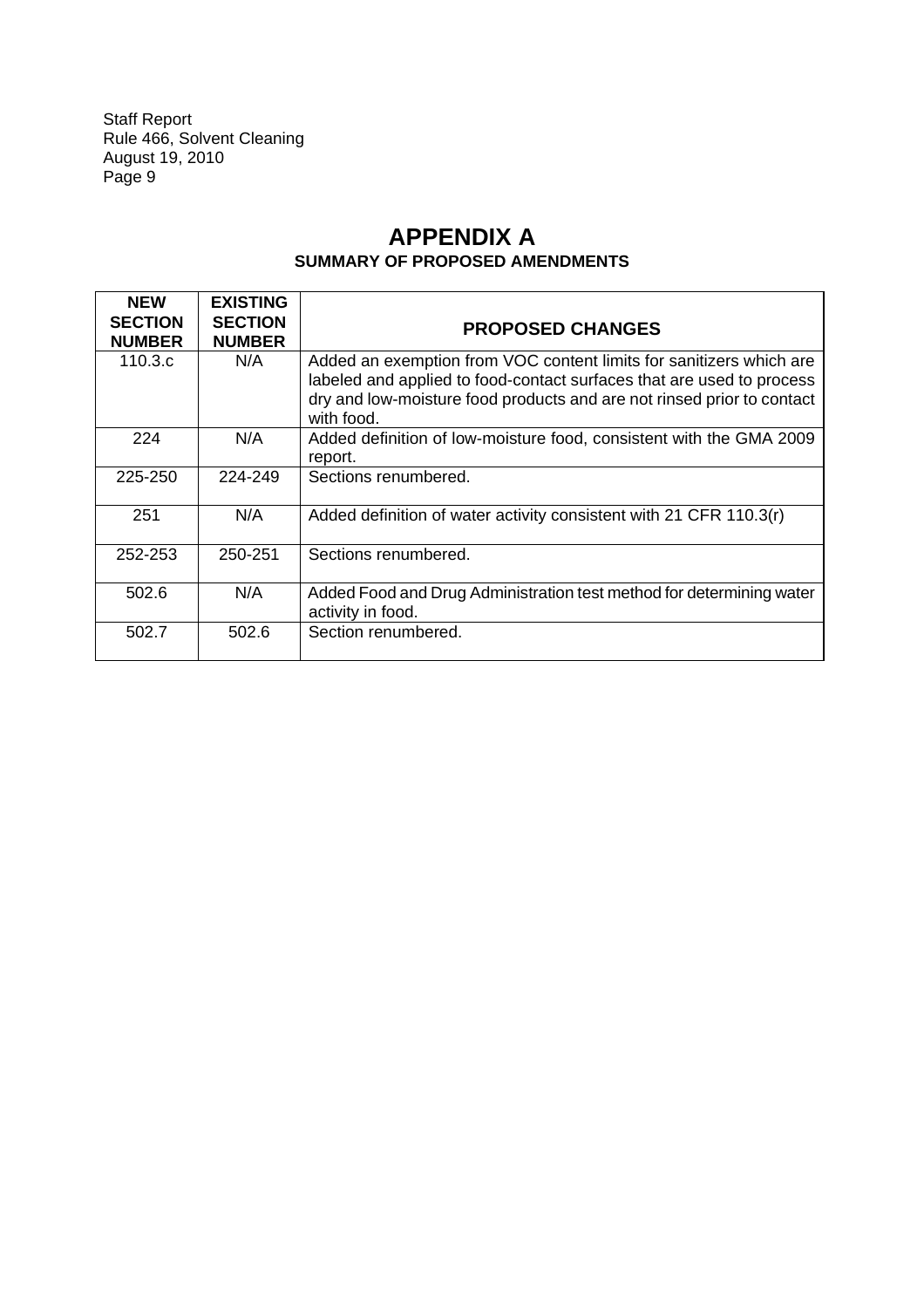# APPENDIX A

## SUMMARY OF PROPOSED AMENDMENTS

| NEW SECTION NUMBER | EXISTING SECTION NUMBER | PROPOSED CHANGES |
|---|---|---|
| 110.3.c | N/A | Added an exemption from VOC content limits for sanitizers which are labeled and applied to food-contact surfaces that are used to process dry and low-moisture food products and are not rinsed prior to contact with food. |
| 224 | N/A | Added definition of low-moisture food, consistent with the GMA 2009 report. |
| 225-250 | 224-249 | Sections renumbered. |
| 251 | N/A | Added definition of water activity consistent with 21 CFR 110.3(r) |
| 252-253 | 250-251 | Sections renumbered. |
| 502.6 | N/A | Added Food and Drug Administration test method for determining water activity in food. |
| 502.7 | 502.6 | Section renumbered. |